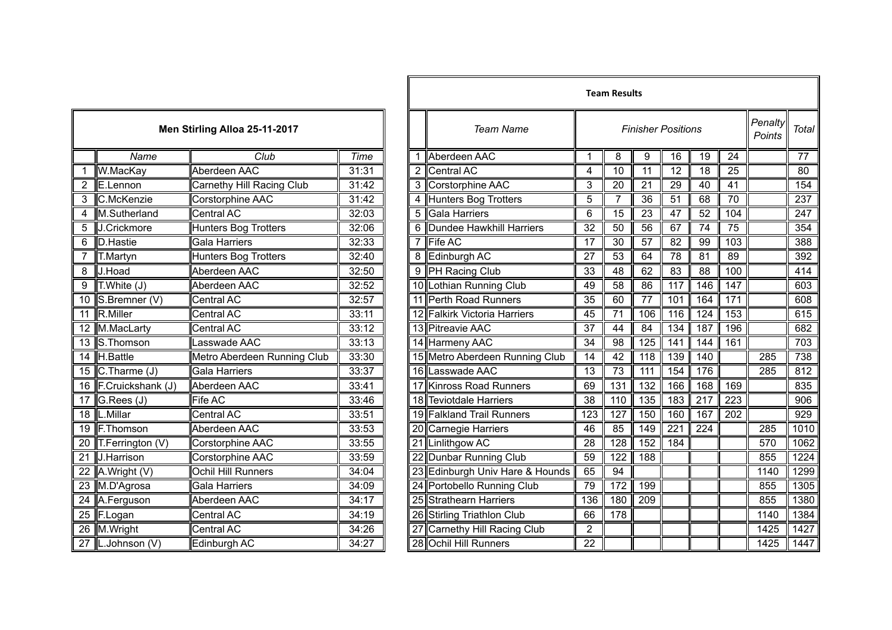## Men Stirling Alloa 25-11-2017

| | Name | Club | Time |
|---|---|---|---|
| 1 | W.MacKay | Aberdeen AAC | 31:31 |
| 2 | E.Lennon | Carnethy Hill Racing Club | 31:42 |
| 3 | C.McKenzie | Corstorphine AAC | 31:42 |
| 4 | M.Sutherland | Central AC | 32:03 |
| 5 | J.Crickmore | Hunters Bog Trotters | 32:06 |
| 6 | D.Hastie | Gala Harriers | 32:33 |
| 7 | T.Martyn | Hunters Bog Trotters | 32:40 |
| 8 | J.Hoad | Aberdeen AAC | 32:50 |
| 9 | T.White (J) | Aberdeen AAC | 32:52 |
| 10 | S.Bremner (V) | Central AC | 32:57 |
| 11 | R.Miller | Central AC | 33:11 |
| 12 | M.MacLarty | Central AC | 33:12 |
| 13 | S.Thomson | Lasswade AAC | 33:13 |
| 14 | H.Battle | Metro Aberdeen Running Club | 33:30 |
| 15 | C.Tharme (J) | Gala Harriers | 33:37 |
| 16 | F.Cruickshank (J) | Aberdeen AAC | 33:41 |
| 17 | G.Rees (J) | Fife AC | 33:46 |
| 18 | L.Millar | Central AC | 33:51 |
| 19 | F.Thomson | Aberdeen AAC | 33:53 |
| 20 | T.Ferrington (V) | Corstorphine AAC | 33:55 |
| 21 | J.Harrison | Corstorphine AAC | 33:59 |
| 22 | A.Wright (V) | Ochil Hill Runners | 34:04 |
| 23 | M.D'Agrosa | Gala Harriers | 34:09 |
| 24 | A.Ferguson | Aberdeen AAC | 34:17 |
| 25 | F.Logan | Central AC | 34:19 |
| 26 | M.Wright | Central AC | 34:26 |
| 27 | L.Johnson (V) | Edinburgh AC | 34:27 |

## Team Results

| | Team Name | Finisher Positions | | | | | | Penalty Points | Total |
|---|---|---|---|---|---|---|---|---|---|
| 1 | Aberdeen AAC | 1 | 8 | 9 | 16 | 19 | 24 | | 77 |
| 2 | Central AC | 4 | 10 | 11 | 12 | 18 | 25 | | 80 |
| 3 | Corstorphine AAC | 3 | 20 | 21 | 29 | 40 | 41 | | 154 |
| 4 | Hunters Bog Trotters | 5 | 7 | 36 | 51 | 68 | 70 | | 237 |
| 5 | Gala Harriers | 6 | 15 | 23 | 47 | 52 | 104 | | 247 |
| 6 | Dundee Hawkhill Harriers | 32 | 50 | 56 | 67 | 74 | 75 | | 354 |
| 7 | Fife AC | 17 | 30 | 57 | 82 | 99 | 103 | | 388 |
| 8 | Edinburgh AC | 27 | 53 | 64 | 78 | 81 | 89 | | 392 |
| 9 | PH Racing Club | 33 | 48 | 62 | 83 | 88 | 100 | | 414 |
| 10 | Lothian Running Club | 49 | 58 | 86 | 117 | 146 | 147 | | 603 |
| 11 | Perth Road Runners | 35 | 60 | 77 | 101 | 164 | 171 | | 608 |
| 12 | Falkirk Victoria Harriers | 45 | 71 | 106 | 116 | 124 | 153 | | 615 |
| 13 | Pitreavie AAC | 37 | 44 | 84 | 134 | 187 | 196 | | 682 |
| 14 | Harmeny AAC | 34 | 98 | 125 | 141 | 144 | 161 | | 703 |
| 15 | Metro Aberdeen Running Club | 14 | 42 | 118 | 139 | 140 | | 285 | 738 |
| 16 | Lasswade AAC | 13 | 73 | 111 | 154 | 176 | | 285 | 812 |
| 17 | Kinross Road Runners | 69 | 131 | 132 | 166 | 168 | 169 | | 835 |
| 18 | Teviotdale Harriers | 38 | 110 | 135 | 183 | 217 | 223 | | 906 |
| 19 | Falkland Trail Runners | 123 | 127 | 150 | 160 | 167 | 202 | | 929 |
| 20 | Carnegie Harriers | 46 | 85 | 149 | 221 | 224 | | 285 | 1010 |
| 21 | Linlithgow AC | 28 | 128 | 152 | 184 | | | 570 | 1062 |
| 22 | Dunbar Running Club | 59 | 122 | 188 | | | | 855 | 1224 |
| 23 | Edinburgh Univ Hare & Hounds | 65 | 94 | | | | | 1140 | 1299 |
| 24 | Portobello Running Club | 79 | 172 | 199 | | | | 855 | 1305 |
| 25 | Strathearn Harriers | 136 | 180 | 209 | | | | 855 | 1380 |
| 26 | Stirling Triathlon Club | 66 | 178 | | | | | 1140 | 1384 |
| 27 | Carnethy Hill Racing Club | 2 | | | | | | 1425 | 1427 |
| 28 | Ochil Hill Runners | 22 | | | | | | 1425 | 1447 |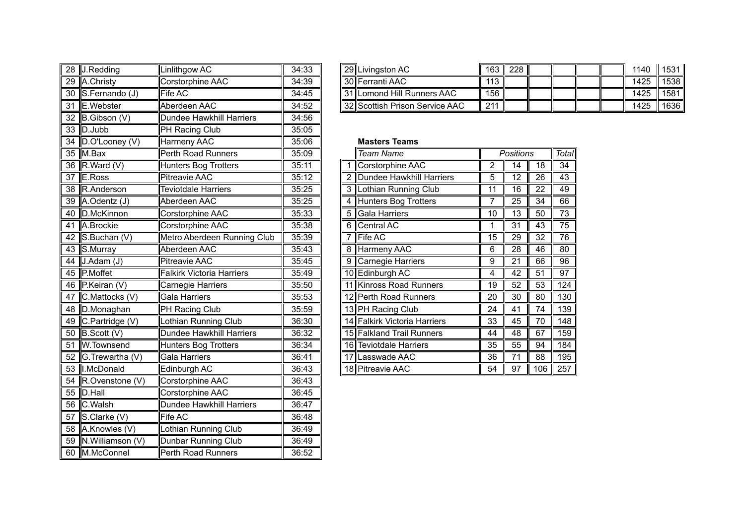| | | | |
|---|---|---|---|
| 28 | J.Redding | Linlithgow AC | 34:33 |
| 29 | A.Christy | Corstorphine AAC | 34:39 |
| 30 | S.Fernando (J) | Fife AC | 34:45 |
| 31 | E.Webster | Aberdeen AAC | 34:52 |
| 32 | B.Gibson (V) | Dundee Hawkhill Harriers | 34:56 |
| 33 | D.Jubb | PH Racing Club | 35:05 |
| 34 | D.O'Looney (V) | Harmeny AAC | 35:06 |
| 35 | M.Bax | Perth Road Runners | 35:09 |
| 36 | R.Ward (V) | Hunters Bog Trotters | 35:11 |
| 37 | E.Ross | Pitreavie AAC | 35:12 |
| 38 | R.Anderson | Teviotdale Harriers | 35:25 |
| 39 | A.Odentz (J) | Aberdeen AAC | 35:25 |
| 40 | D.McKinnon | Corstorphine AAC | 35:33 |
| 41 | A.Brockie | Corstorphine AAC | 35:38 |
| 42 | S.Buchan (V) | Metro Aberdeen Running Club | 35:39 |
| 43 | S.Murray | Aberdeen AAC | 35:43 |
| 44 | J.Adam (J) | Pitreavie AAC | 35:45 |
| 45 | P.Moffet | Falkirk Victoria Harriers | 35:49 |
| 46 | P.Keiran (V) | Carnegie Harriers | 35:50 |
| 47 | C.Mattocks (V) | Gala Harriers | 35:53 |
| 48 | D.Monaghan | PH Racing Club | 35:59 |
| 49 | C.Partridge (V) | Lothian Running Club | 36:30 |
| 50 | B.Scott (V) | Dundee Hawkhill Harriers | 36:32 |
| 51 | W.Townsend | Hunters Bog Trotters | 36:34 |
| 52 | G.Trewartha (V) | Gala Harriers | 36:41 |
| 53 | I.McDonald | Edinburgh AC | 36:43 |
| 54 | R.Ovenstone (V) | Corstorphine AAC | 36:43 |
| 55 | D.Hall | Corstorphine AAC | 36:45 |
| 56 | C.Walsh | Dundee Hawkhill Harriers | 36:47 |
| 57 | S.Clarke (V) | Fife AC | 36:48 |
| 58 | A.Knowles (V) | Lothian Running Club | 36:49 |
| 59 | N.Williamson (V) | Dunbar Running Club | 36:49 |
| 60 | M.McConnel | Perth Road Runners | 36:52 |

| | | | | | | | | | |
|---|---|---|---|---|---|---|---|---|---|
| 29 | Livingston AC | 163 | 228 | | | | | 1140 | 1531 |
| 30 | Ferranti AAC | 113 | | | | | | 1425 | 1538 |
| 31 | Lomond Hill Runners AAC | 156 | | | | | | 1425 | 1581 |
| 32 | Scottish Prison Service AAC | 211 | | | | | | 1425 | 1636 |

**Masters Teams**

| | *Team Name* | *Positions* | | | *Total* |
|---|---|---|---|---|---|
| 1 | Corstorphine AAC | 2 | 14 | 18 | 34 |
| 2 | Dundee Hawkhill Harriers | 5 | 12 | 26 | 43 |
| 3 | Lothian Running Club | 11 | 16 | 22 | 49 |
| 4 | Hunters Bog Trotters | 7 | 25 | 34 | 66 |
| 5 | Gala Harriers | 10 | 13 | 50 | 73 |
| 6 | Central AC | 1 | 31 | 43 | 75 |
| 7 | Fife AC | 15 | 29 | 32 | 76 |
| 8 | Harmeny AAC | 6 | 28 | 46 | 80 |
| 9 | Carnegie Harriers | 9 | 21 | 66 | 96 |
| 10 | Edinburgh AC | 4 | 42 | 51 | 97 |
| 11 | Kinross Road Runners | 19 | 52 | 53 | 124 |
| 12 | Perth Road Runners | 20 | 30 | 80 | 130 |
| 13 | PH Racing Club | 24 | 41 | 74 | 139 |
| 14 | Falkirk Victoria Harriers | 33 | 45 | 70 | 148 |
| 15 | Falkland Trail Runners | 44 | 48 | 67 | 159 |
| 16 | Teviotdale Harriers | 35 | 55 | 94 | 184 |
| 17 | Lasswade AAC | 36 | 71 | 88 | 195 |
| 18 | Pitreavie AAC | 54 | 97 | 106 | 257 |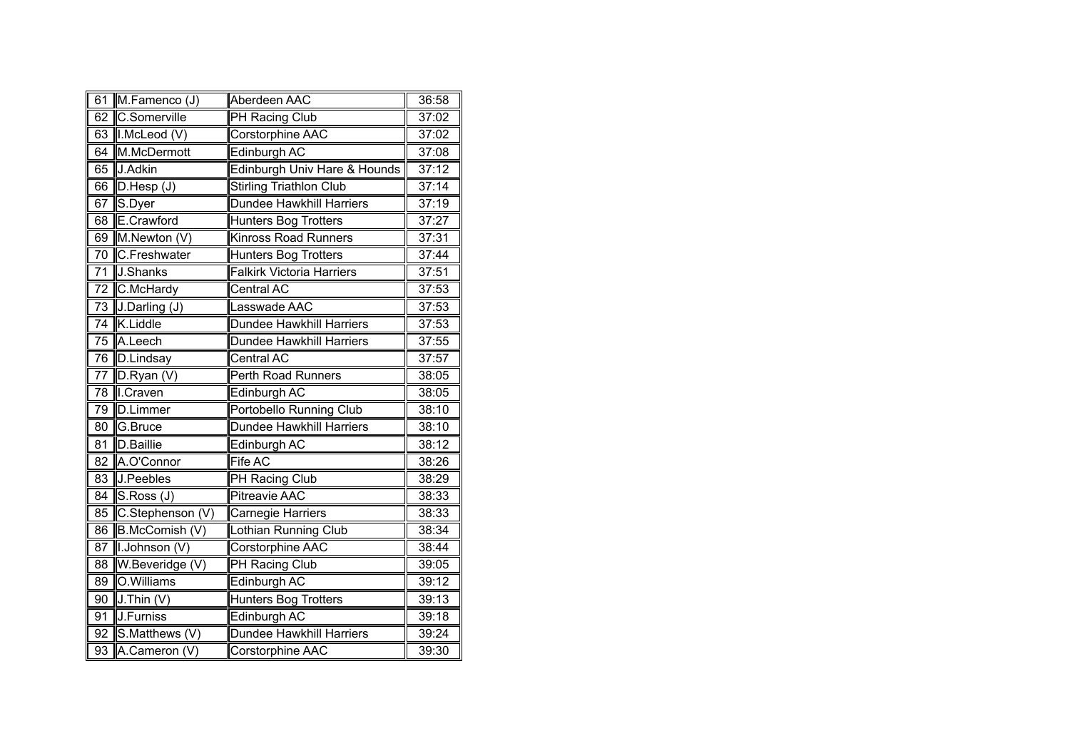| | | | |
|---|---|---|---|
| 61 | M.Famenco (J) | Aberdeen AAC | 36:58 |
| 62 | C.Somerville | PH Racing Club | 37:02 |
| 63 | I.McLeod (V) | Corstorphine AAC | 37:02 |
| 64 | M.McDermott | Edinburgh AC | 37:08 |
| 65 | J.Adkin | Edinburgh Univ Hare & Hounds | 37:12 |
| 66 | D.Hesp (J) | Stirling Triathlon Club | 37:14 |
| 67 | S.Dyer | Dundee Hawkhill Harriers | 37:19 |
| 68 | E.Crawford | Hunters Bog Trotters | 37:27 |
| 69 | M.Newton (V) | Kinross Road Runners | 37:31 |
| 70 | C.Freshwater | Hunters Bog Trotters | 37:44 |
| 71 | J.Shanks | Falkirk Victoria Harriers | 37:51 |
| 72 | C.McHardy | Central AC | 37:53 |
| 73 | J.Darling (J) | Lasswade AAC | 37:53 |
| 74 | K.Liddle | Dundee Hawkhill Harriers | 37:53 |
| 75 | A.Leech | Dundee Hawkhill Harriers | 37:55 |
| 76 | D.Lindsay | Central AC | 37:57 |
| 77 | D.Ryan (V) | Perth Road Runners | 38:05 |
| 78 | I.Craven | Edinburgh AC | 38:05 |
| 79 | D.Limmer | Portobello Running Club | 38:10 |
| 80 | G.Bruce | Dundee Hawkhill Harriers | 38:10 |
| 81 | D.Baillie | Edinburgh AC | 38:12 |
| 82 | A.O'Connor | Fife AC | 38:26 |
| 83 | J.Peebles | PH Racing Club | 38:29 |
| 84 | S.Ross (J) | Pitreavie AAC | 38:33 |
| 85 | C.Stephenson (V) | Carnegie Harriers | 38:33 |
| 86 | B.McComish (V) | Lothian Running Club | 38:34 |
| 87 | I.Johnson (V) | Corstorphine AAC | 38:44 |
| 88 | W.Beveridge (V) | PH Racing Club | 39:05 |
| 89 | O.Williams | Edinburgh AC | 39:12 |
| 90 | J.Thin (V) | Hunters Bog Trotters | 39:13 |
| 91 | J.Furniss | Edinburgh AC | 39:18 |
| 92 | S.Matthews (V) | Dundee Hawkhill Harriers | 39:24 |
| 93 | A.Cameron (V) | Corstorphine AAC | 39:30 |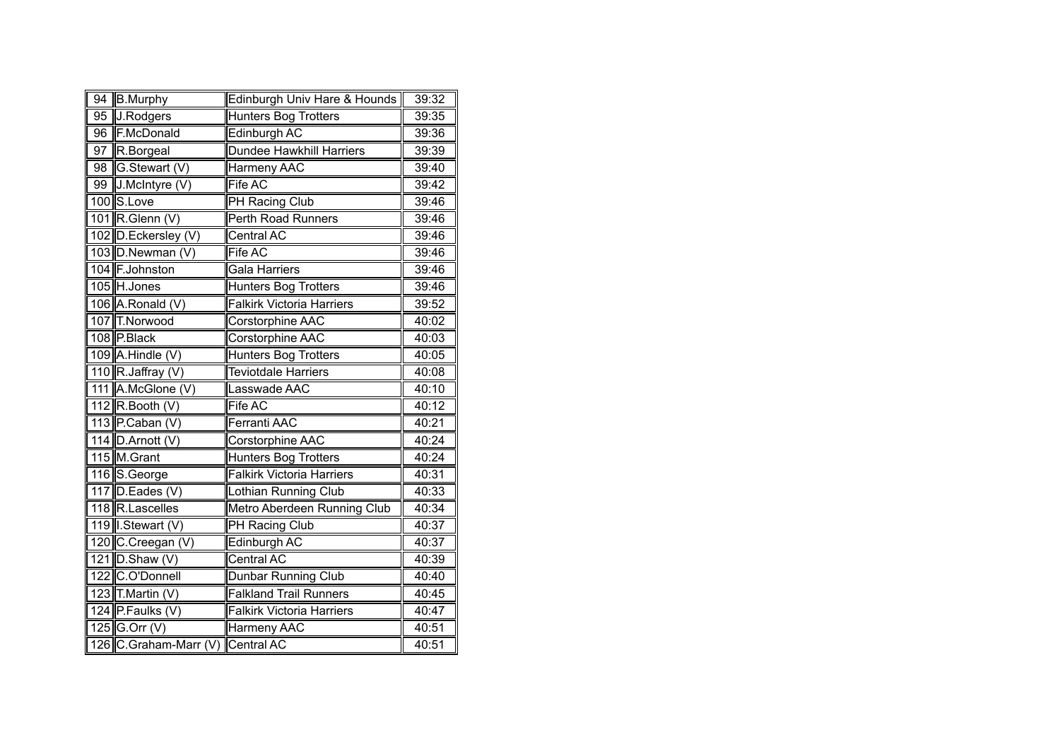| 94 | B.Murphy | Edinburgh Univ Hare & Hounds | 39:32 |
|---|---|---|---|
| 95 | J.Rodgers | Hunters Bog Trotters | 39:35 |
| 96 | F.McDonald | Edinburgh AC | 39:36 |
| 97 | R.Borgeal | Dundee Hawkhill Harriers | 39:39 |
| 98 | G.Stewart (V) | Harmeny AAC | 39:40 |
| 99 | J.McIntyre (V) | Fife AC | 39:42 |
| 100 | S.Love | PH Racing Club | 39:46 |
| 101 | R.Glenn (V) | Perth Road Runners | 39:46 |
| 102 | D.Eckersley (V) | Central AC | 39:46 |
| 103 | D.Newman (V) | Fife AC | 39:46 |
| 104 | F.Johnston | Gala Harriers | 39:46 |
| 105 | H.Jones | Hunters Bog Trotters | 39:46 |
| 106 | A.Ronald (V) | Falkirk Victoria Harriers | 39:52 |
| 107 | T.Norwood | Corstorphine AAC | 40:02 |
| 108 | P.Black | Corstorphine AAC | 40:03 |
| 109 | A.Hindle (V) | Hunters Bog Trotters | 40:05 |
| 110 | R.Jaffray (V) | Teviotdale Harriers | 40:08 |
| 111 | A.McGlone (V) | Lasswade AAC | 40:10 |
| 112 | R.Booth (V) | Fife AC | 40:12 |
| 113 | P.Caban (V) | Ferranti AAC | 40:21 |
| 114 | D.Arnott (V) | Corstorphine AAC | 40:24 |
| 115 | M.Grant | Hunters Bog Trotters | 40:24 |
| 116 | S.George | Falkirk Victoria Harriers | 40:31 |
| 117 | D.Eades (V) | Lothian Running Club | 40:33 |
| 118 | R.Lascelles | Metro Aberdeen Running Club | 40:34 |
| 119 | I.Stewart (V) | PH Racing Club | 40:37 |
| 120 | C.Creegan (V) | Edinburgh AC | 40:37 |
| 121 | D.Shaw (V) | Central AC | 40:39 |
| 122 | C.O'Donnell | Dunbar Running Club | 40:40 |
| 123 | T.Martin (V) | Falkland Trail Runners | 40:45 |
| 124 | P.Faulks (V) | Falkirk Victoria Harriers | 40:47 |
| 125 | G.Orr (V) | Harmeny AAC | 40:51 |
| 126 | C.Graham-Marr (V) | Central AC | 40:51 |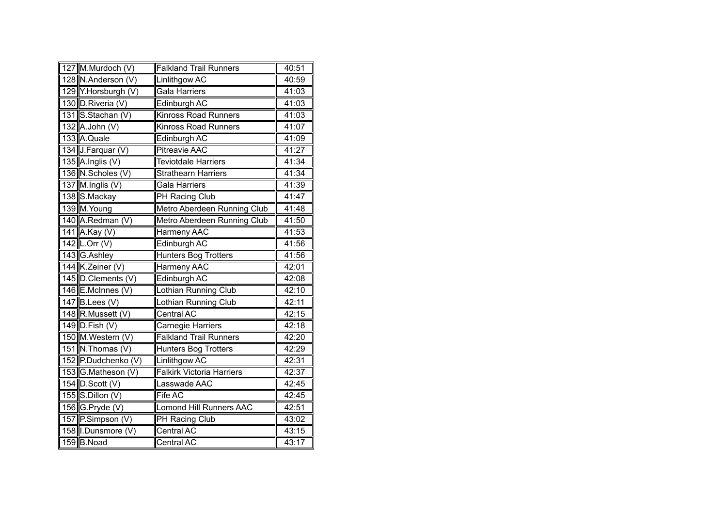| | | | |
|---|---|---|---|
| 127 | M.Murdoch (V) | Falkland Trail Runners | 40:51 |
| 128 | N.Anderson (V) | Linlithgow AC | 40:59 |
| 129 | Y.Horsburgh (V) | Gala Harriers | 41:03 |
| 130 | D.Riveria (V) | Edinburgh AC | 41:03 |
| 131 | S.Stachan (V) | Kinross Road Runners | 41:03 |
| 132 | A.John (V) | Kinross Road Runners | 41:07 |
| 133 | A.Quale | Edinburgh AC | 41:09 |
| 134 | J.Farquar (V) | Pitreavie AAC | 41:27 |
| 135 | A.Inglis (V) | Teviotdale Harriers | 41:34 |
| 136 | N.Scholes (V) | Strathearn Harriers | 41:34 |
| 137 | M.Inglis (V) | Gala Harriers | 41:39 |
| 138 | S.Mackay | PH Racing Club | 41:47 |
| 139 | M.Young | Metro Aberdeen Running Club | 41:48 |
| 140 | A.Redman (V) | Metro Aberdeen Running Club | 41:50 |
| 141 | A.Kay (V) | Harmeny AAC | 41:53 |
| 142 | L.Orr (V) | Edinburgh AC | 41:56 |
| 143 | G.Ashley | Hunters Bog Trotters | 41:56 |
| 144 | K.Zeiner (V) | Harmeny AAC | 42:01 |
| 145 | D.Clements (V) | Edinburgh AC | 42:08 |
| 146 | E.McInnes (V) | Lothian Running Club | 42:10 |
| 147 | B.Lees (V) | Lothian Running Club | 42:11 |
| 148 | R.Mussett (V) | Central AC | 42:15 |
| 149 | D.Fish (V) | Carnegie Harriers | 42:18 |
| 150 | M.Western (V) | Falkland Trail Runners | 42:20 |
| 151 | N.Thomas (V) | Hunters Bog Trotters | 42:29 |
| 152 | P.Dudchenko (V) | Linlithgow AC | 42:31 |
| 153 | G.Matheson (V) | Falkirk Victoria Harriers | 42:37 |
| 154 | D.Scott (V) | Lasswade AAC | 42:45 |
| 155 | S.Dillon (V) | Fife AC | 42:45 |
| 156 | G.Pryde (V) | Lomond Hill Runners AAC | 42:51 |
| 157 | P.Simpson (V) | PH Racing Club | 43:02 |
| 158 | I.Dunsmore (V) | Central AC | 43:15 |
| 159 | B.Noad | Central AC | 43:17 |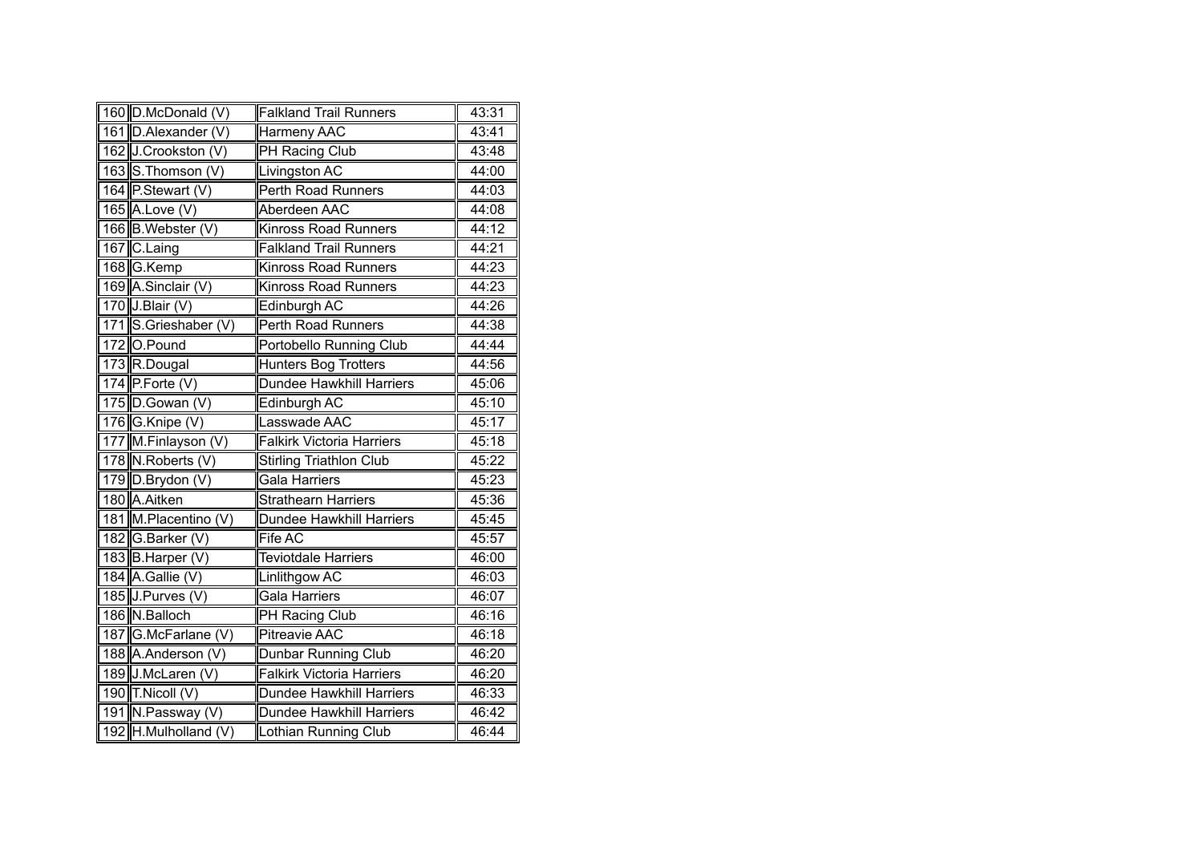| | | | |
|---|---|---|---|
| 160 | D.McDonald (V) | Falkland Trail Runners | 43:31 |
| 161 | D.Alexander (V) | Harmeny AAC | 43:41 |
| 162 | J.Crookston (V) | PH Racing Club | 43:48 |
| 163 | S.Thomson (V) | Livingston AC | 44:00 |
| 164 | P.Stewart (V) | Perth Road Runners | 44:03 |
| 165 | A.Love (V) | Aberdeen AAC | 44:08 |
| 166 | B.Webster (V) | Kinross Road Runners | 44:12 |
| 167 | C.Laing | Falkland Trail Runners | 44:21 |
| 168 | G.Kemp | Kinross Road Runners | 44:23 |
| 169 | A.Sinclair (V) | Kinross Road Runners | 44:23 |
| 170 | J.Blair (V) | Edinburgh AC | 44:26 |
| 171 | S.Grieshaber (V) | Perth Road Runners | 44:38 |
| 172 | O.Pound | Portobello Running Club | 44:44 |
| 173 | R.Dougal | Hunters Bog Trotters | 44:56 |
| 174 | P.Forte (V) | Dundee Hawkhill Harriers | 45:06 |
| 175 | D.Gowan (V) | Edinburgh AC | 45:10 |
| 176 | G.Knipe (V) | Lasswade AAC | 45:17 |
| 177 | M.Finlayson (V) | Falkirk Victoria Harriers | 45:18 |
| 178 | N.Roberts (V) | Stirling Triathlon Club | 45:22 |
| 179 | D.Brydon (V) | Gala Harriers | 45:23 |
| 180 | A.Aitken | Strathearn Harriers | 45:36 |
| 181 | M.Placentino (V) | Dundee Hawkhill Harriers | 45:45 |
| 182 | G.Barker (V) | Fife AC | 45:57 |
| 183 | B.Harper (V) | Teviotdale Harriers | 46:00 |
| 184 | A.Gallie (V) | Linlithgow AC | 46:03 |
| 185 | J.Purves (V) | Gala Harriers | 46:07 |
| 186 | N.Balloch | PH Racing Club | 46:16 |
| 187 | G.McFarlane (V) | Pitreavie AAC | 46:18 |
| 188 | A.Anderson (V) | Dunbar Running Club | 46:20 |
| 189 | J.McLaren (V) | Falkirk Victoria Harriers | 46:20 |
| 190 | T.Nicoll (V) | Dundee Hawkhill Harriers | 46:33 |
| 191 | N.Passway (V) | Dundee Hawkhill Harriers | 46:42 |
| 192 | H.Mulholland (V) | Lothian Running Club | 46:44 |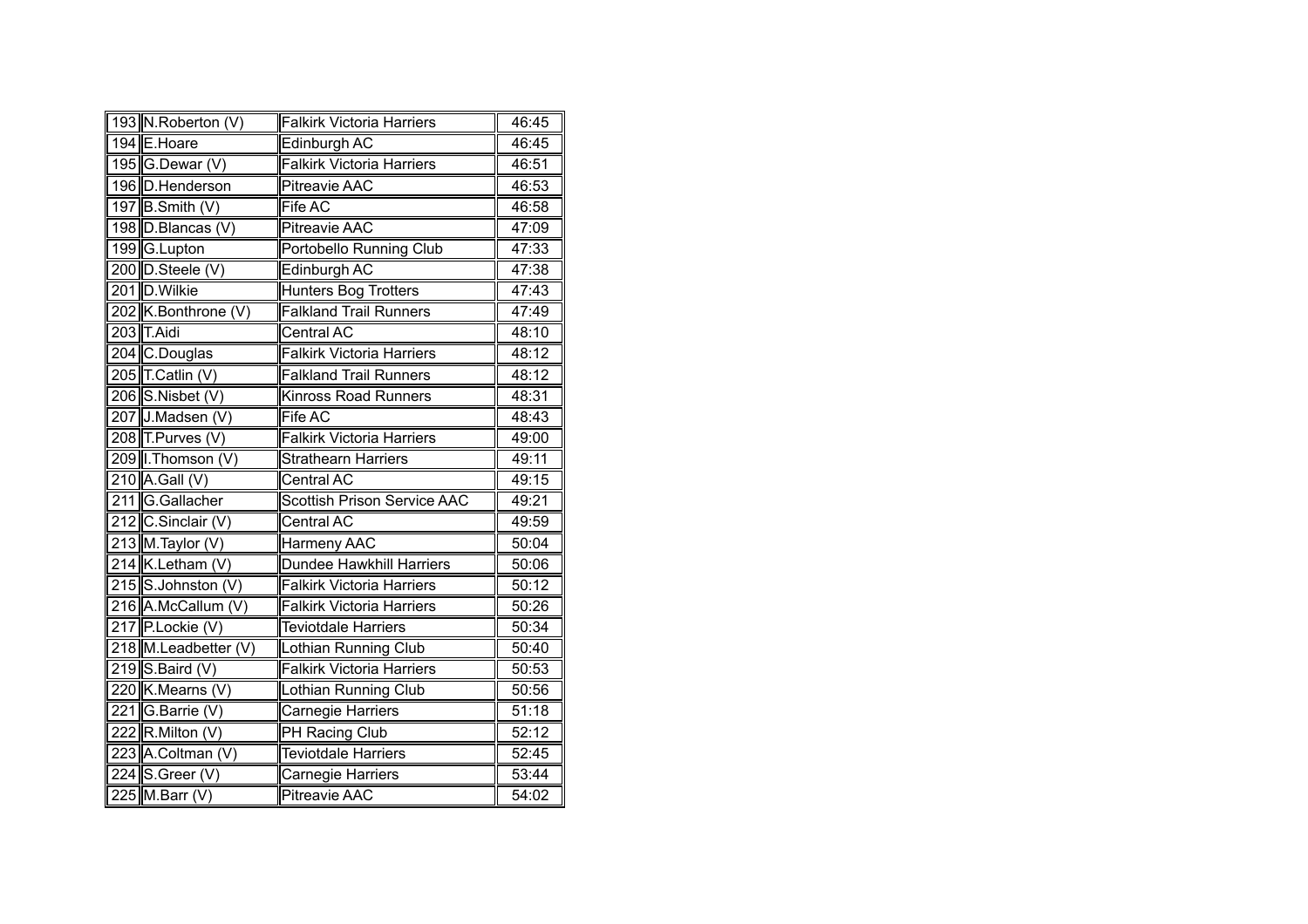| | | | |
|---|---|---|---|
| 193 | N.Roberton (V) | Falkirk Victoria Harriers | 46:45 |
| 194 | E.Hoare | Edinburgh AC | 46:45 |
| 195 | G.Dewar (V) | Falkirk Victoria Harriers | 46:51 |
| 196 | D.Henderson | Pitreavie AAC | 46:53 |
| 197 | B.Smith (V) | Fife AC | 46:58 |
| 198 | D.Blancas (V) | Pitreavie AAC | 47:09 |
| 199 | G.Lupton | Portobello Running Club | 47:33 |
| 200 | D.Steele (V) | Edinburgh AC | 47:38 |
| 201 | D.Wilkie | Hunters Bog Trotters | 47:43 |
| 202 | K.Bonthrone (V) | Falkland Trail Runners | 47:49 |
| 203 | T.Aidi | Central AC | 48:10 |
| 204 | C.Douglas | Falkirk Victoria Harriers | 48:12 |
| 205 | T.Catlin (V) | Falkland Trail Runners | 48:12 |
| 206 | S.Nisbet (V) | Kinross Road Runners | 48:31 |
| 207 | J.Madsen (V) | Fife AC | 48:43 |
| 208 | T.Purves (V) | Falkirk Victoria Harriers | 49:00 |
| 209 | I.Thomson (V) | Strathearn Harriers | 49:11 |
| 210 | A.Gall (V) | Central AC | 49:15 |
| 211 | G.Gallacher | Scottish Prison Service AAC | 49:21 |
| 212 | C.Sinclair (V) | Central AC | 49:59 |
| 213 | M.Taylor (V) | Harmeny AAC | 50:04 |
| 214 | K.Letham (V) | Dundee Hawkhill Harriers | 50:06 |
| 215 | S.Johnston (V) | Falkirk Victoria Harriers | 50:12 |
| 216 | A.McCallum (V) | Falkirk Victoria Harriers | 50:26 |
| 217 | P.Lockie (V) | Teviotdale Harriers | 50:34 |
| 218 | M.Leadbetter (V) | Lothian Running Club | 50:40 |
| 219 | S.Baird (V) | Falkirk Victoria Harriers | 50:53 |
| 220 | K.Mearns (V) | Lothian Running Club | 50:56 |
| 221 | G.Barrie (V) | Carnegie Harriers | 51:18 |
| 222 | R.Milton (V) | PH Racing Club | 52:12 |
| 223 | A.Coltman (V) | Teviotdale Harriers | 52:45 |
| 224 | S.Greer (V) | Carnegie Harriers | 53:44 |
| 225 | M.Barr (V) | Pitreavie AAC | 54:02 |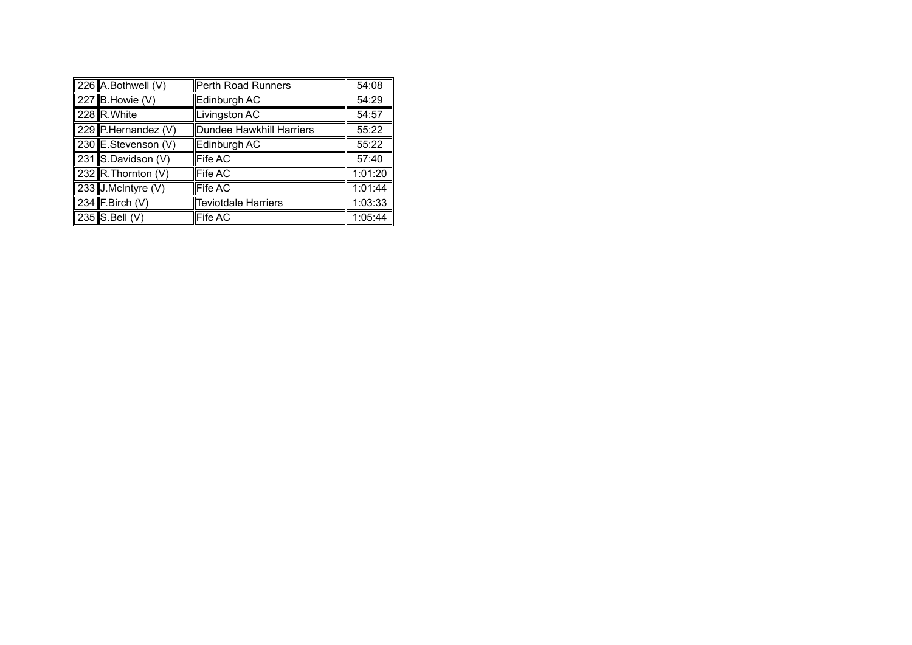| | | | |
|---|---|---|---|
| 226 | A.Bothwell (V) | Perth Road Runners | 54:08 |
| 227 | B.Howie (V) | Edinburgh AC | 54:29 |
| 228 | R.White | Livingston AC | 54:57 |
| 229 | P.Hernandez (V) | Dundee Hawkhill Harriers | 55:22 |
| 230 | E.Stevenson (V) | Edinburgh AC | 55:22 |
| 231 | S.Davidson (V) | Fife AC | 57:40 |
| 232 | R.Thornton (V) | Fife AC | 1:01:20 |
| 233 | J.McIntyre (V) | Fife AC | 1:01:44 |
| 234 | F.Birch (V) | Teviotdale Harriers | 1:03:33 |
| 235 | S.Bell (V) | Fife AC | 1:05:44 |